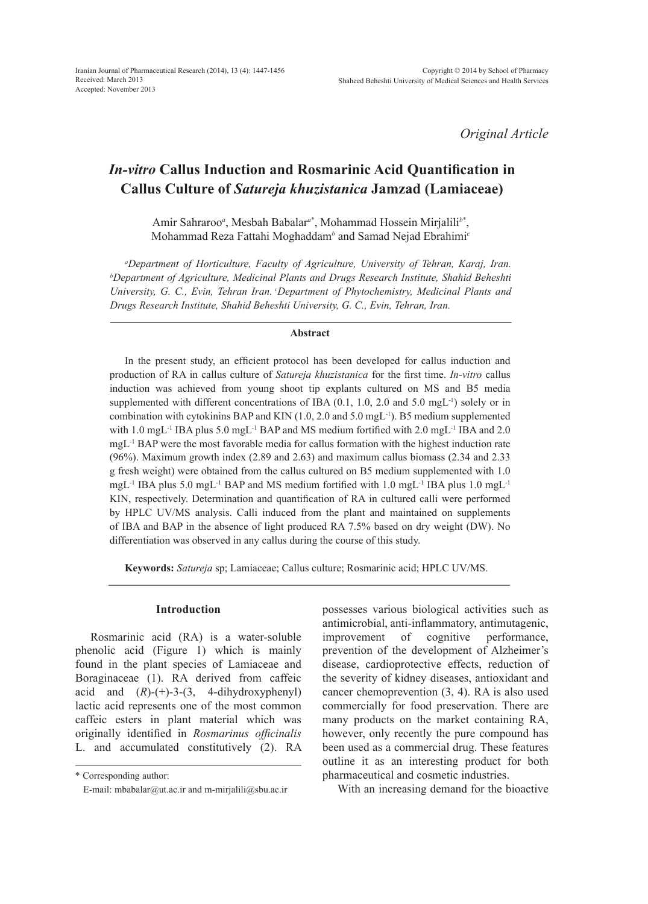*Original Article*

# *In-vitro* Callus Induction and Rosmarinic Acid Quantification in Callus Culture of *Satureja khuzistanica* Jamzad (Lamiaceae)

Amir Sahraroo[a], Mesbah Babalar[a*], Mohammad Hossein Mirjalili[b*], Mohammad Reza Fattahi Moghaddam[b] and Samad Nejad Ebrahimi[c]

[a]*Department of Horticulture, Faculty of Agriculture, University of Tehran, Karaj, Iran.* [b]*Department of Agriculture, Medicinal Plants and Drugs Research Institute, Shahid Beheshti University, G. C., Evin, Tehran Iran.* [c]*Department of Phytochemistry, Medicinal Plants and Drugs Research Institute, Shahid Beheshti University, G. C., Evin, Tehran, Iran.*

### Abstract

In the present study, an efficient protocol has been developed for callus induction and production of RA in callus culture of *Satureja khuzistanica* for the first time. *In-vitro* callus induction was achieved from young shoot tip explants cultured on MS and B5 media supplemented with different concentrations of IBA (0.1, 1.0, 2.0 and 5.0 mgL$^{-1}$) solely or in combination with cytokinins BAP and KIN (1.0, 2.0 and 5.0 mgL$^{-1}$). B5 medium supplemented with 1.0 mgL$^{-1}$ IBA plus 5.0 mgL$^{-1}$ BAP and MS medium fortified with 2.0 mgL$^{-1}$ IBA and 2.0 mgL$^{-1}$ BAP were the most favorable media for callus formation with the highest induction rate (96%). Maximum growth index (2.89 and 2.63) and maximum callus biomass (2.34 and 2.33 g fresh weight) were obtained from the callus cultured on B5 medium supplemented with 1.0 mgL$^{-1}$ IBA plus 5.0 mgL$^{-1}$ BAP and MS medium fortified with 1.0 mgL$^{-1}$ IBA plus 1.0 mgL$^{-1}$ KIN, respectively. Determination and quantification of RA in cultured calli were performed by HPLC UV/MS analysis. Calli induced from the plant and maintained on supplements of IBA and BAP in the absence of light produced RA 7.5% based on dry weight (DW). No differentiation was observed in any callus during the course of this study.

**Keywords:** *Satureja* sp; Lamiaceae; Callus culture; Rosmarinic acid; HPLC UV/MS.

## Introduction

Rosmarinic acid (RA) is a water-soluble phenolic acid (Figure 1) which is mainly found in the plant species of Lamiaceae and Boraginaceae (1). RA derived from caffeic acid and (*R*)-(+)-3-(3, 4-dihydroxyphenyl) lactic acid represents one of the most common caffeic esters in plant material which was originally identified in *Rosmarinus officinalis* L. and accumulated constitutively (2). RA possesses various biological activities such as antimicrobial, anti-inflammatory, antimutagenic, improvement of cognitive performance, prevention of the development of Alzheimer's disease, cardioprotective effects, reduction of the severity of kidney diseases, antioxidant and cancer chemoprevention (3, 4). RA is also used commercially for food preservation. There are many products on the market containing RA, however, only recently the pure compound has been used as a commercial drug. These features outline it as an interesting product for both pharmaceutical and cosmetic industries.

With an increasing demand for the bioactive

\* Corresponding author:
E-mail: mbabalar@ut.ac.ir and m-mirjalili@sbu.ac.ir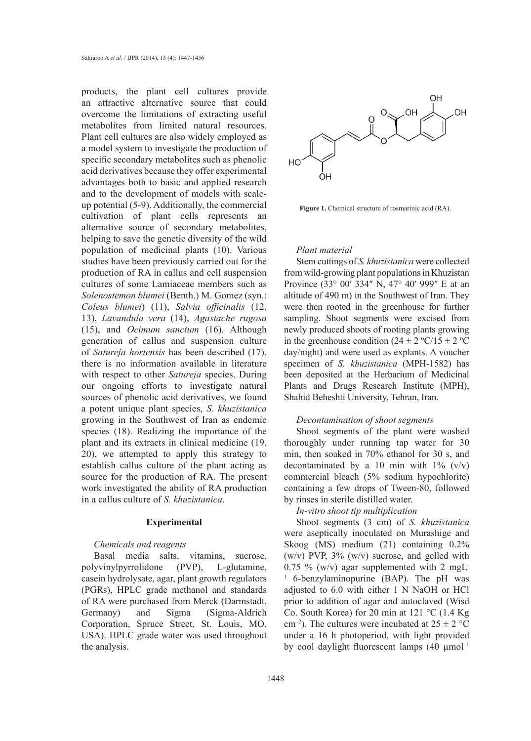products, the plant cell cultures provide an attractive alternative source that could overcome the limitations of extracting useful metabolites from limited natural resources. Plant cell cultures are also widely employed as a model system to investigate the production of specific secondary metabolites such as phenolic acid derivatives because they offer experimental advantages both to basic and applied research and to the development of models with scale-up potential (5-9). Additionally, the commercial cultivation of plant cells represents an alternative source of secondary metabolites, helping to save the genetic diversity of the wild population of medicinal plants (10). Various studies have been previously carried out for the production of RA in callus and cell suspension cultures of some Lamiaceae members such as *Solenostemon blumei* (Benth.) M. Gomez (syn.: *Coleus blumei*) (11), *Salvia officinalis* (12, 13), *Lavandula vera* (14), *Agastache rugosa* (15), and *Ocimum sanctum* (16). Although generation of callus and suspension culture of *Satureja hortensis* has been described (17), there is no information available in literature with respect to other *Satureja* species. During our ongoing efforts to investigate natural sources of phenolic acid derivatives, we found a potent unique plant species, *S. khuzistanica* growing in the Southwest of Iran as endemic species (18). Realizing the importance of the plant and its extracts in clinical medicine (19, 20), we attempted to apply this strategy to establish callus culture of the plant acting as source for the production of RA. The present work investigated the ability of RA production in a callus culture of *S. khuzistanica*.

**Figure 1.** Chemical structure of rosmarinic acid (RA).

## Experimental

### *Chemicals and reagents*

Basal media salts, vitamins, sucrose, polyvinylpyrrolidone (PVP), L-glutamine, casein hydrolysate, agar, plant growth regulators (PGRs), HPLC grade methanol and standards of RA were purchased from Merck (Darmstadt, Germany) and Sigma (Sigma-Aldrich Corporation, Spruce Street, St. Louis, MO, USA). HPLC grade water was used throughout the analysis.

### *Plant material*

Stem cuttings of *S. khuzistanica* were collected from wild-growing plant populations in Khuzistan Province (33° 00′ 334″ N, 47° 40′ 999″ E at an altitude of 490 m) in the Southwest of Iran. They were then rooted in the greenhouse for further sampling. Shoot segments were excised from newly produced shoots of rooting plants growing in the greenhouse condition (24 ± 2 ºC/15 ± 2 ºC day/night) and were used as explants. A voucher specimen of *S. khuzistanica* (MPH-1582) has been deposited at the Herbarium of Medicinal Plants and Drugs Research Institute (MPH), Shahid Beheshti University, Tehran, Iran.

### *Decontamination of shoot segments*

Shoot segments of the plant were washed thoroughly under running tap water for 30 min, then soaked in 70% ethanol for 30 s, and decontaminated by a 10 min with 1% (v/v) commercial bleach (5% sodium hypochlorite) containing a few drops of Tween-80, followed by rinses in sterile distilled water.

### *In-vitro shoot tip multiplication*

Shoot segments (3 cm) of *S. khuzistanica* were aseptically inoculated on Murashige and Skoog (MS) medium (21) containing 0.2% (w/v) PVP, 3% (w/v) sucrose, and gelled with 0.75 % (w/v) agar supplemented with 2 $mgL^{-1}$ 6-benzylaminopurine (BAP). The pH was adjusted to 6.0 with either 1 N NaOH or HCl prior to addition of agar and autoclaved (Wisd Co. South Korea) for 20 min at 121 °C (1.4 Kg $cm^{-2}$). The cultures were incubated at 25 ± 2 °C under a 16 h photoperiod, with light provided by cool daylight fluorescent lamps (40 $\mu mol^{-1}$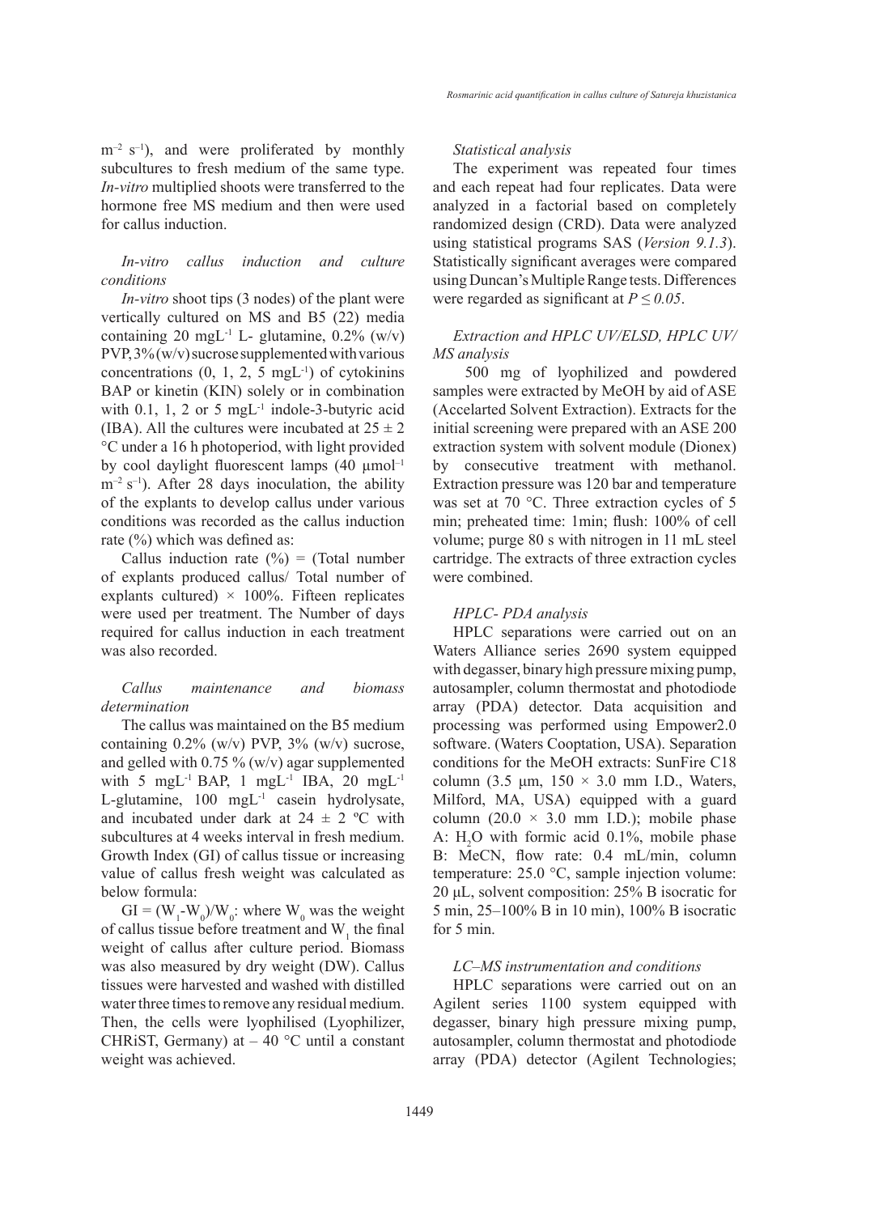$m^{-2}$ $s^{-1}$), and were proliferated by monthly subcultures to fresh medium of the same type. *In-vitro* multiplied shoots were transferred to the hormone free MS medium and then were used for callus induction.

### *In-vitro callus induction and culture conditions*

*In-vitro* shoot tips (3 nodes) of the plant were vertically cultured on MS and B5 (22) media containing 20 $mgL^{-1}$ L- glutamine, 0.2% (w/v) PVP, 3% (w/v) sucrose supplemented with various concentrations (0, 1, 2, 5 $mgL^{-1}$) of cytokinins BAP or kinetin (KIN) solely or in combination with 0.1, 1, 2 or 5 $mgL^{-1}$ indole-3-butyric acid (IBA). All the cultures were incubated at 25 ± 2 °C under a 16 h photoperiod, with light provided by cool daylight fluorescent lamps (40 µmol$^{-1}$ $m^{-2}$ $s^{-1}$). After 28 days inoculation, the ability of the explants to develop callus under various conditions was recorded as the callus induction rate (%) which was defined as:

Callus induction rate (%) = (Total number of explants produced callus/ Total number of explants cultured) × 100%. Fifteen replicates were used per treatment. The Number of days required for callus induction in each treatment was also recorded.

### *Callus maintenance and biomass determination*

The callus was maintained on the B5 medium containing 0.2% (w/v) PVP, 3% (w/v) sucrose, and gelled with 0.75 % (w/v) agar supplemented with 5 $mgL^{-1}$ BAP, 1 $mgL^{-1}$ IBA, 20 $mgL^{-1}$ L-glutamine, 100 $mgL^{-1}$ casein hydrolysate, and incubated under dark at 24 ± 2 ºC with subcultures at 4 weeks interval in fresh medium. Growth Index (GI) of callus tissue or increasing value of callus fresh weight was calculated as below formula:

$GI = (W_1 - W_0)/W_0$: where $W_0$ was the weight of callus tissue before treatment and $W_1$ the final weight of callus after culture period. Biomass was also measured by dry weight (DW). Callus tissues were harvested and washed with distilled water three times to remove any residual medium. Then, the cells were lyophilised (Lyophilizer, CHRiST, Germany) at – 40 °C until a constant weight was achieved.

### *Statistical analysis*

The experiment was repeated four times and each repeat had four replicates. Data were analyzed in a factorial based on completely randomized design (CRD). Data were analyzed using statistical programs SAS (*Version 9.1.3*). Statistically significant averages were compared using Duncan's Multiple Range tests. Differences were regarded as significant at $P \leq 0.05$.

### *Extraction and HPLC UV/ELSD, HPLC UV/MS analysis*

500 mg of lyophilized and powdered samples were extracted by MeOH by aid of ASE (Accelarted Solvent Extraction). Extracts for the initial screening were prepared with an ASE 200 extraction system with solvent module (Dionex) by consecutive treatment with methanol. Extraction pressure was 120 bar and temperature was set at 70 °C. Three extraction cycles of 5 min; preheated time: 1min; flush: 100% of cell volume; purge 80 s with nitrogen in 11 mL steel cartridge. The extracts of three extraction cycles were combined.

### *HPLC- PDA analysis*

HPLC separations were carried out on an Waters Alliance series 2690 system equipped with degasser, binary high pressure mixing pump, autosampler, column thermostat and photodiode array (PDA) detector. Data acquisition and processing was performed using Empower2.0 software. (Waters Cooptation, USA). Separation conditions for the MeOH extracts: SunFire C18 column (3.5 µm, 150 × 3.0 mm I.D., Waters, Milford, MA, USA) equipped with a guard column (20.0 × 3.0 mm I.D.); mobile phase A: $H_2O$ with formic acid 0.1%, mobile phase B: MeCN, flow rate: 0.4 mL/min, column temperature: 25.0 °C, sample injection volume: 20 µL, solvent composition: 25% B isocratic for 5 min, 25–100% B in 10 min), 100% B isocratic for 5 min.

### *LC–MS instrumentation and conditions*

HPLC separations were carried out on an Agilent series 1100 system equipped with degasser, binary high pressure mixing pump, autosampler, column thermostat and photodiode array (PDA) detector (Agilent Technologies;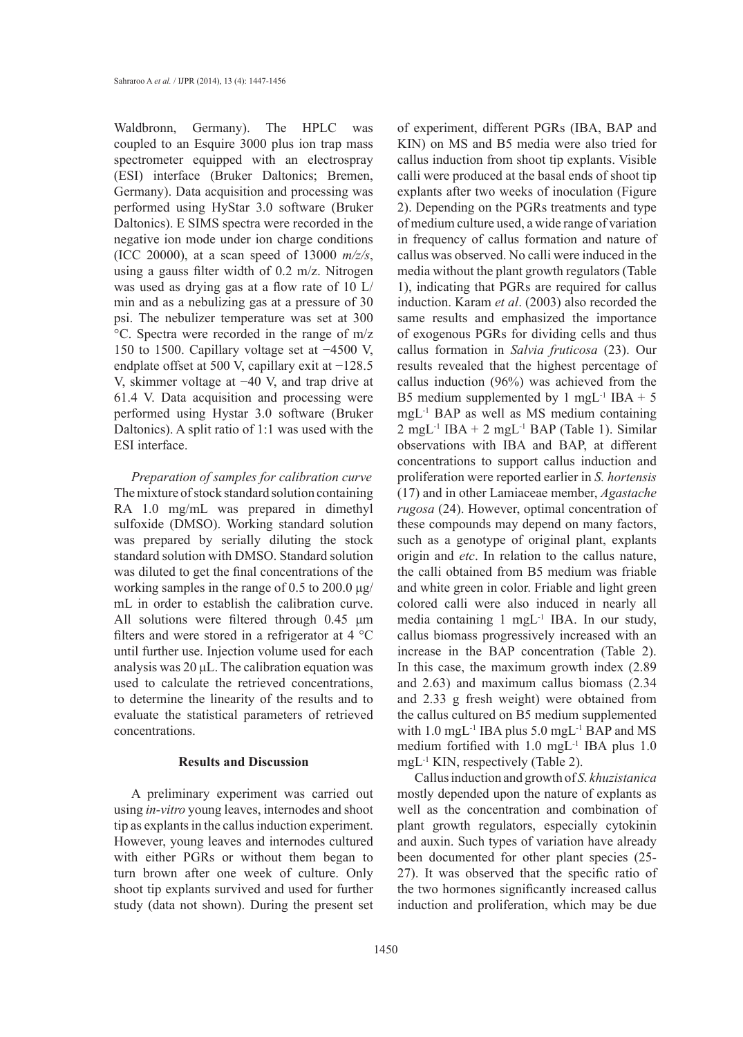Waldbronn, Germany). The HPLC was coupled to an Esquire 3000 plus ion trap mass spectrometer equipped with an electrospray (ESI) interface (Bruker Daltonics; Bremen, Germany). Data acquisition and processing was performed using HyStar 3.0 software (Bruker Daltonics). E SIMS spectra were recorded in the negative ion mode under ion charge conditions (ICC 20000), at a scan speed of 13000 *m/z/s*, using a gauss filter width of 0.2 m/z. Nitrogen was used as drying gas at a flow rate of 10 L/min and as a nebulizing gas at a pressure of 30 psi. The nebulizer temperature was set at 300 °C. Spectra were recorded in the range of m/z 150 to 1500. Capillary voltage set at −4500 V, endplate offset at 500 V, capillary exit at −128.5 V, skimmer voltage at −40 V, and trap drive at 61.4 V. Data acquisition and processing were performed using Hystar 3.0 software (Bruker Daltonics). A split ratio of 1:1 was used with the ESI interface.

*Preparation of samples for calibration curve*
The mixture of stock standard solution containing RA 1.0 mg/mL was prepared in dimethyl sulfoxide (DMSO). Working standard solution was prepared by serially diluting the stock standard solution with DMSO. Standard solution was diluted to get the final concentrations of the working samples in the range of 0.5 to 200.0 μg/mL in order to establish the calibration curve. All solutions were filtered through 0.45 μm filters and were stored in a refrigerator at 4 °C until further use. Injection volume used for each analysis was 20 μL. The calibration equation was used to calculate the retrieved concentrations, to determine the linearity of the results and to evaluate the statistical parameters of retrieved concentrations.

## Results and Discussion

A preliminary experiment was carried out using *in-vitro* young leaves, internodes and shoot tip as explants in the callus induction experiment. However, young leaves and internodes cultured with either PGRs or without them began to turn brown after one week of culture. Only shoot tip explants survived and used for further study (data not shown). During the present set of experiment, different PGRs (IBA, BAP and KIN) on MS and B5 media were also tried for callus induction from shoot tip explants. Visible calli were produced at the basal ends of shoot tip explants after two weeks of inoculation (Figure 2). Depending on the PGRs treatments and type of medium culture used, a wide range of variation in frequency of callus formation and nature of callus was observed. No calli were induced in the media without the plant growth regulators (Table 1), indicating that PGRs are required for callus induction. Karam *et al*. (2003) also recorded the same results and emphasized the importance of exogenous PGRs for dividing cells and thus callus formation in *Salvia fruticosa* (23). Our results revealed that the highest percentage of callus induction (96%) was achieved from the B5 medium supplemented by 1 $mgL^{-1}$ IBA + 5 $mgL^{-1}$ BAP as well as MS medium containing 2 $mgL^{-1}$ IBA + 2 $mgL^{-1}$ BAP (Table 1). Similar observations with IBA and BAP, at different concentrations to support callus induction and proliferation were reported earlier in *S. hortensis* (17) and in other Lamiaceae member, *Agastache rugosa* (24). However, optimal concentration of these compounds may depend on many factors, such as a genotype of original plant, explants origin and *etc*. In relation to the callus nature, the calli obtained from B5 medium was friable and white green in color. Friable and light green colored calli were also induced in nearly all media containing 1 $mgL^{-1}$ IBA. In our study, callus biomass progressively increased with an increase in the BAP concentration (Table 2). In this case, the maximum growth index (2.89 and 2.63) and maximum callus biomass (2.34 and 2.33 g fresh weight) were obtained from the callus cultured on B5 medium supplemented with 1.0 $mgL^{-1}$ IBA plus 5.0 $mgL^{-1}$ BAP and MS medium fortified with 1.0 $mgL^{-1}$ IBA plus 1.0 $mgL^{-1}$ KIN, respectively (Table 2).

Callus induction and growth of *S. khuzistanica* mostly depended upon the nature of explants as well as the concentration and combination of plant growth regulators, especially cytokinin and auxin. Such types of variation have already been documented for other plant species (25-27). It was observed that the specific ratio of the two hormones significantly increased callus induction and proliferation, which may be due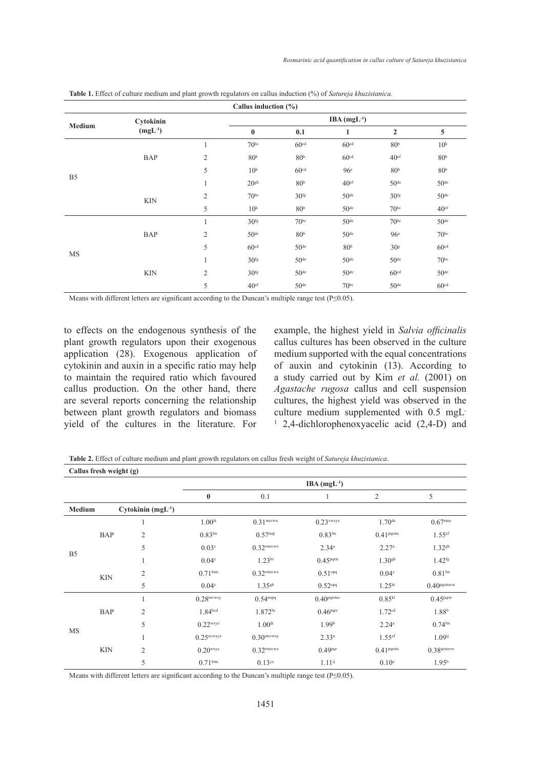**Table 1.** Effect of culture medium and plant growth regulators on callus induction (%) of *Satureja khuzistanica.*

| Callus induction (%) | | | | | | | |
|---|---|---|---|---|---|---|---|
| **Medium** | **Cytokinin ($mgL^{-1}$)** | | **IBA ($mgL^{-1}$)** | | | | |
| | | | **0** | **0.1** | **1** | **2** | **5** |
| B5 | BAP | 1 | $70^{bc}$ | $60^{cd}$ | $60^{cd}$ | $80^{b}$ | $10^{h}$ |
| | | 2 | $80^{b}$ | $80^{b}$ | $60^{cd}$ | $40^{ef}$ | $80^{b}$ |
| | | 5 | $10^{h}$ | $60^{cd}$ | $96^{a}$ | $80^{b}$ | $80^{b}$ |
| | KIN | 1 | $20^{gh}$ | $80^{b}$ | $40^{ef}$ | $50^{de}$ | $50^{de}$ |
| | | 2 | $70^{bc}$ | $30^{fg}$ | $50^{de}$ | $30^{fg}$ | $50^{de}$ |
| | | 5 | $10^{h}$ | $80^{b}$ | $50^{de}$ | $70^{bc}$ | $40^{ef}$ |
| MS | BAP | 1 | $30^{fg}$ | $70^{bc}$ | $50^{de}$ | $70^{bc}$ | $50^{de}$ |
| | | 2 | $50^{de}$ | $80^{b}$ | $50^{de}$ | $96^{a}$ | $70^{bc}$ |
| | | 5 | $60^{cd}$ | $50^{de}$ | $80^{b}$ | $30^{g}$ | $60^{cd}$ |
| | KIN | 1 | $30^{fg}$ | $50^{de}$ | $50^{de}$ | $50^{de}$ | $70^{bc}$ |
| | | 2 | $30^{fg}$ | $50^{de}$ | $50^{de}$ | $60^{cd}$ | $50^{de}$ |
| | | 5 | $40^{ef}$ | $50^{de}$ | $70^{bc}$ | $50^{de}$ | $60^{cd}$ |

Means with different letters are significant according to the Duncan's multiple range test ($P \leq 0.05$).

to effects on the endogenous synthesis of the plant growth regulators upon their exogenous application (28). Exogenous application of cytokinin and auxin in a specific ratio may help to maintain the required ratio which favoured callus production. On the other hand, there are several reports concerning the relationship between plant growth regulators and biomass yield of the cultures in the literature. For example, the highest yield in *Salvia officinalis* callus cultures has been observed in the culture medium supported with the equal concentrations of auxin and cytokinin (13). According to a study carried out by Kim *et al.* (2001) on *Agastache rugosa* callus and cell suspension cultures, the highest yield was observed in the culture medium supplemented with 0.5 $mgL^{-1}$ 2,4-dichlorophenoxyacelic acid (2,4-D) and

**Table 2.** Effect of culture medium and plant growth regulators on callus fresh weight of *Satureja khuzistanica*.

| Callus fresh weight (g) | | | | | | | |
|---|---|---|---|---|---|---|---|
| | | | **IBA ($mgL^{-1}$)** | | | | |
| | | | **0** | 0.1 | 1 | 2 | 5 |
| **Medium** | **Cytokinin ($mgL^{-1}$)** | | | | | | |
| B5 | BAP | 1 | $1.00^{jk}$ | $0.31^{stuvwx}$ | $0.23^{vwxyz}$ | $1.70^{de}$ | $0.67^{mno}$ |
| | | 2 | $0.83^{lm}$ | $0.57^{nop}$ | $0.83^{lm}$ | $0.41^{pqrstu}$ | $1.55^{ef}$ |
| | | 5 | $0.03^{z}$ | $0.32^{rstuvwx}$ | $2.34^{a}$ | $2.27^{a}$ | $1.32^{gh}$ |
| | KIN | 1 | $0.04^{z}$ | $1.23^{hi}$ | $0.45^{pqrst}$ | $1.30^{gh}$ | $1.42^{fg}$ |
| | | 2 | $0.71^{lmn}$ | $0.32^{rstuvwx}$ | $0.51^{opq}$ | $0.04^{z}$ | $0.81^{lm}$ |
| | | 5 | $0.04^{z}$ | $1.35^{gh}$ | $0.52^{opq}$ | $1.25^{hi}$ | $0.40^{pqrstuvw}$ |
| MS | BAP | 1 | $0.28^{tuvwxy}$ | $0.54^{nopq}$ | $0.40^{pqrstuv}$ | $0.85^{kl}$ | $0.45^{pqrst}$ |
| | | 2 | $1.84^{bcd}$ | $1.872^{bc}$ | $0.46^{pqrs}$ | $1.72^{cd}$ | $1.88^{b}$ |
| | | 5 | $0.22^{wxyz}$ | $1.00^{jk}$ | $1.99^{b}$ | $2.24^{a}$ | $0.74^{lm}$ |
| | KIN | 1 | $0.25^{uvwxyz}$ | $0.30^{stuvwxy}$ | $2.33^{a}$ | $1.55^{ef}$ | $1.09^{ij}$ |
| | | 2 | $0.20^{wxyz}$ | $0.32^{rstuvwx}$ | $0.49^{pqr}$ | $0.41^{pqrstu}$ | $0.38^{qrstuvw}$ |
| | | 5 | $0.71^{lmn}$ | $0.13^{yz}$ | $1.11^{ij}$ | $0.10^{z}$ | $1.95^{b}$ |

Means with different letters are significant according to the Duncan's multiple range test ($P \leq 0.05$).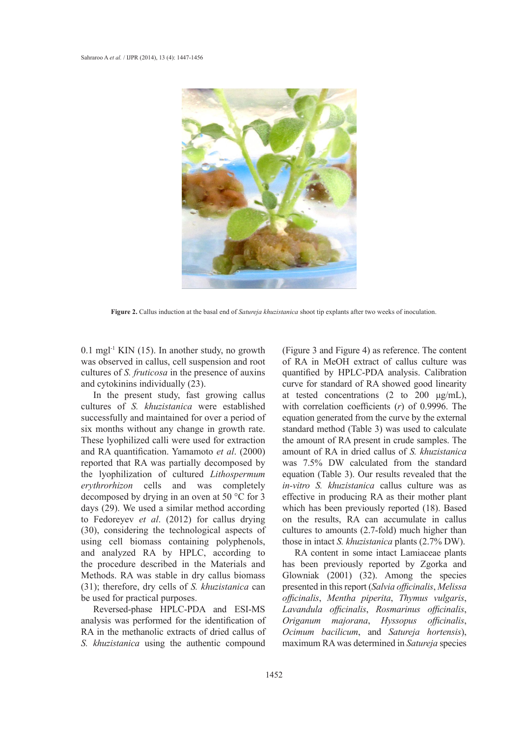Figure 2. Callus induction at the basal end of *Satureja khuzistanica* shoot tip explants after two weeks of inoculation.

0.1 $mgl^{-1}$ KIN (15). In another study, no growth was observed in callus, cell suspension and root cultures of *S. fruticosa* in the presence of auxins and cytokinins individually (23).

In the present study, fast growing callus cultures of *S. khuzistanica* were established successfully and maintained for over a period of six months without any change in growth rate. These lyophilized calli were used for extraction and RA quantification. Yamamoto *et al*. (2000) reported that RA was partially decomposed by the lyophilization of cultured *Lithospermum erythrorhizon* cells and was completely decomposed by drying in an oven at 50 °C for 3 days (29). We used a similar method according to Fedoreyev *et al*. (2012) for callus drying (30), considering the technological aspects of using cell biomass containing polyphenols, and analyzed RA by HPLC, according to the procedure described in the Materials and Methods. RA was stable in dry callus biomass (31); therefore, dry cells of *S. khuzistanica* can be used for practical purposes.

Reversed-phase HPLC-PDA and ESI-MS analysis was performed for the identification of RA in the methanolic extracts of dried callus of *S. khuzistanica* using the authentic compound (Figure 3 and Figure 4) as reference. The content of RA in MeOH extract of callus culture was quantified by HPLC-PDA analysis. Calibration curve for standard of RA showed good linearity at tested concentrations (2 to 200 μg/mL), with correlation coefficients ($r$) of 0.9996. The equation generated from the curve by the external standard method (Table 3) was used to calculate the amount of RA present in crude samples. The amount of RA in dried callus of *S. khuzistanica* was 7.5% DW calculated from the standard equation (Table 3). Our results revealed that the *in-vitro S. khuzistanica* callus culture was as effective in producing RA as their mother plant which has been previously reported (18). Based on the results, RA can accumulate in callus cultures to amounts (2.7-fold) much higher than those in intact *S. khuzistanica* plants (2.7% DW).

RA content in some intact Lamiaceae plants has been previously reported by Zgorka and Glowniak (2001) (32). Among the species presented in this report (*Salvia officinalis*, *Melissa officinalis*, *Mentha piperita*, *Thymus vulgaris*, *Lavandula officinalis*, *Rosmarinus officinalis*, *Origanum majorana*, *Hyssopus officinalis*, *Ocimum bacilicum*, and *Satureja hortensis*), maximum RA was determined in *Satureja* species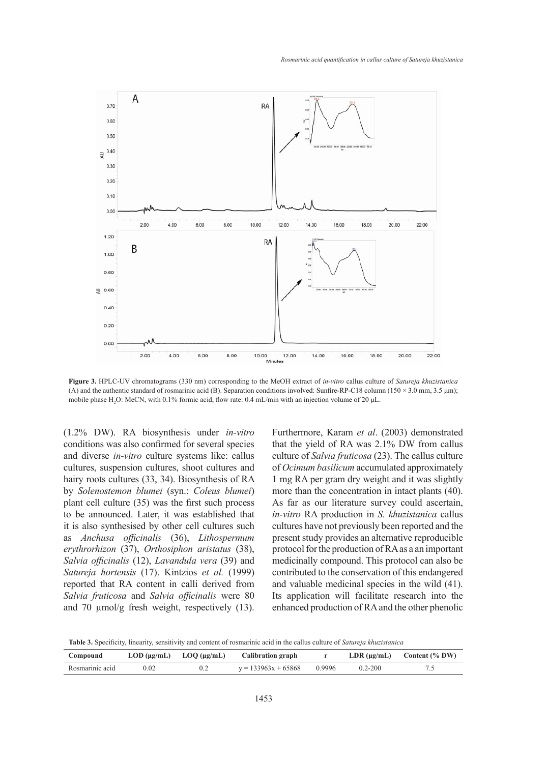**Figure 3.** HPLC-UV chromatograms (330 nm) corresponding to the MeOH extract of *in-vitro* callus culture of *Satureja khuzistanica* (A) and the authentic standard of rosmarinic acid (B). Separation conditions involved: Sunfire-RP-C18 column (150 × 3.0 mm, 3.5 μm); mobile phase $H_2O$: MeCN, with 0.1% formic acid, flow rate: 0.4 mL/min with an injection volume of 20 μL.

(1.2% DW). RA biosynthesis under *in-vitro* conditions was also confirmed for several species and diverse *in-vitro* culture systems like: callus cultures, suspension cultures, shoot cultures and hairy roots cultures (33, 34). Biosynthesis of RA by *Solenostemon blumei* (syn.: *Coleus blumei*) plant cell culture (35) was the first such process to be announced. Later, it was established that it is also synthesised by other cell cultures such as *Anchusa officinalis* (36), *Lithospermum erythrorhizon* (37), *Orthosiphon aristatus* (38), *Salvia officinalis* (12), *Lavandula vera* (39) and *Satureja hortensis* (17). Kintzios *et al.* (1999) reported that RA content in calli derived from *Salvia fruticosa* and *Salvia officinalis* were 80 and 70 μmol/g fresh weight, respectively (13). Furthermore, Karam *et al*. (2003) demonstrated that the yield of RA was 2.1% DW from callus culture of *Salvia fruticosa* (23). The callus culture of *Ocimum basilicum* accumulated approximately 1 mg RA per gram dry weight and it was slightly more than the concentration in intact plants (40). As far as our literature survey could ascertain, *in-vitro* RA production in *S. khuzistanica* callus cultures have not previously been reported and the present study provides an alternative reproducible protocol for the production of RA as a an important medicinally compound. This protocol can also be contributed to the conservation of this endangered and valuable medicinal species in the wild (41). Its application will facilitate research into the enhanced production of RA and the other phenolic

**Table 3.** Specificity, linearity, sensitivity and content of rosmarinic acid in the callus culture of *Satureja khuzistanica*

| Compound | LOD (μg/mL) | LOQ (μg/mL) | Calibration graph | r | LDR (μg/mL) | Content (% DW) |
|---|---|---|---|---|---|---|
| Rosmarinic acid | 0.02 | 0.2 | $y = 133963x + 65868$ | 0.9996 | 0.2-200 | 7.5 |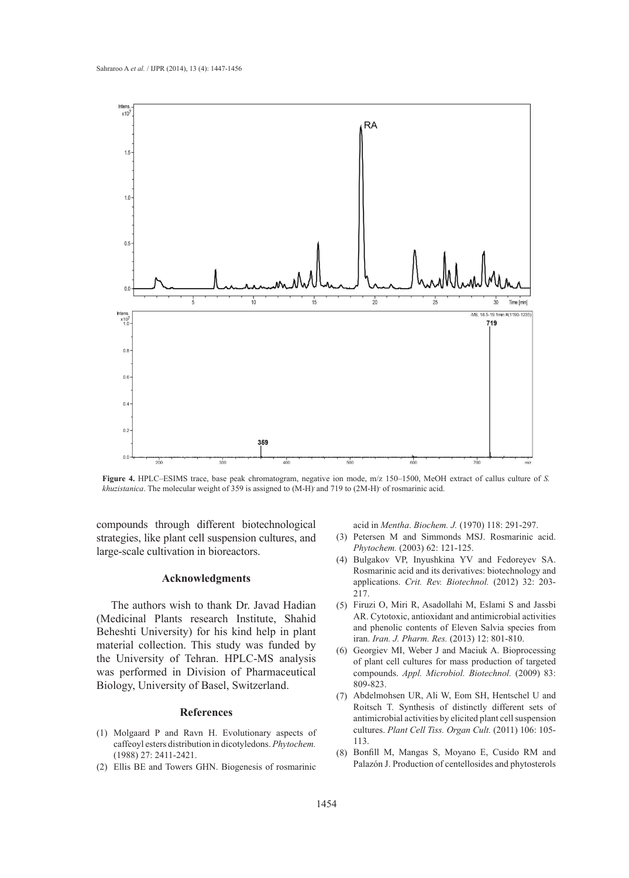**Figure 4.** HPLC–ESIMS trace, base peak chromatogram, negative ion mode, m/z 150–1500, MeOH extract of callus culture of *S. khuzistanica*. The molecular weight of 359 is assigned to $(M-H)^-$ and 719 to $(2M-H)^-$ of rosmarinic acid.

compounds through different biotechnological strategies, like plant cell suspension cultures, and large-scale cultivation in bioreactors.

## Acknowledgments

The authors wish to thank Dr. Javad Hadian (Medicinal Plants research Institute, Shahid Beheshti University) for his kind help in plant material collection. This study was funded by the University of Tehran. HPLC-MS analysis was performed in Division of Pharmaceutical Biology, University of Basel, Switzerland.

## References

(1) Molgaard P and Ravn H. Evolutionary aspects of caffeoyl esters distribution in dicotyledons. *Phytochem.* (1988) 27: 2411-2421.

(2) Ellis BE and Towers GHN. Biogenesis of rosmarinic acid in *Mentha*. *Biochem. J.* (1970) 118: 291-297.

(3) Petersen M and Simmonds MSJ. Rosmarinic acid. *Phytochem.* (2003) 62: 121-125.

(4) Bulgakov VP, Inyushkina YV and Fedoreyev SA. Rosmarinic acid and its derivatives: biotechnology and applications. *Crit. Rev. Biotechnol.* (2012) 32: 203-217.

(5) Firuzi O, Miri R, Asadollahi M, Eslami S and Jassbi AR. Cytotoxic, antioxidant and antimicrobial activities and phenolic contents of Eleven Salvia species from iran. *Iran. J. Pharm. Res.* (2013) 12: 801-810.

(6) Georgiev MI, Weber J and Maciuk A. Bioprocessing of plant cell cultures for mass production of targeted compounds. *Appl. Microbiol. Biotechnol.* (2009) 83: 809-823.

(7) Abdelmohsen UR, Ali W, Eom SH, Hentschel U and Roitsch T. Synthesis of distinctly different sets of antimicrobial activities by elicited plant cell suspension cultures. *Plant Cell Tiss. Organ Cult.* (2011) 106: 105-113.

(8) Bonfill M, Mangas S, Moyano E, Cusido RM and Palazón J. Production of centellosides and phytosterols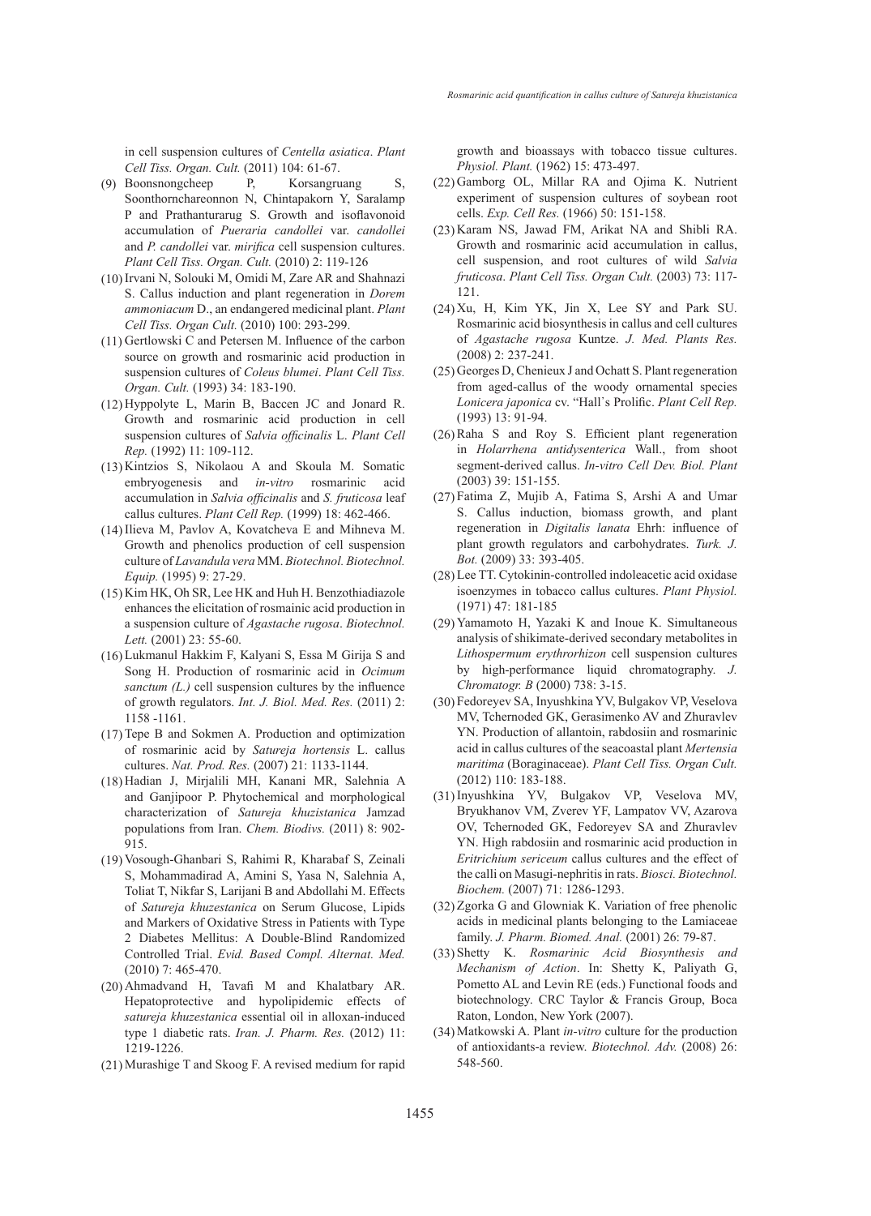in cell suspension cultures of *Centella asiatica*. *Plant Cell Tiss. Organ. Cult.* (2011) 104: 61-67.

(9) Boonsnongcheep P, Korsangruang S, Soonthornchareonnon N, Chintapakorn Y, Saralamp P and Prathanturarug S. Growth and isoflavonoid accumulation of *Pueraria candollei* var. *candollei* and *P. candollei* var. *mirifica* cell suspension cultures. *Plant Cell Tiss. Organ. Cult.* (2010) 2: 119-126

(10) Irvani N, Solouki M, Omidi M, Zare AR and Shahnazi S. Callus induction and plant regeneration in *Dorem ammoniacum* D., an endangered medicinal plant. *Plant Cell Tiss. Organ Cult.* (2010) 100: 293-299.

(11) Gertlowski C and Petersen M. Influence of the carbon source on growth and rosmarinic acid production in suspension cultures of *Coleus blumei*. *Plant Cell Tiss. Organ. Cult.* (1993) 34: 183-190.

(12) Hyppolyte L, Marin B, Baccen JC and Jonard R. Growth and rosmarinic acid production in cell suspension cultures of *Salvia officinalis* L. *Plant Cell Rep.* (1992) 11: 109-112.

(13) Kintzios S, Nikolaou A and Skoula M. Somatic embryogenesis and *in-vitro* rosmarinic acid accumulation in *Salvia officinalis* and *S. fruticosa* leaf callus cultures. *Plant Cell Rep.* (1999) 18: 462-466.

(14) Ilieva M, Pavlov A, Kovatcheva E and Mihneva M. Growth and phenolics production of cell suspension culture of *Lavandula vera* MM. *Biotechnol. Biotechnol. Equip.* (1995) 9: 27-29.

(15) Kim HK, Oh SR, Lee HK and Huh H. Benzothiadiazole enhances the elicitation of rosmainic acid production in a suspension culture of *Agastache rugosa*. *Biotechnol. Lett.* (2001) 23: 55-60.

(16) Lukmanul Hakkim F, Kalyani S, Essa M Girija S and Song H. Production of rosmarinic acid in *Ocimum sanctum (L.)* cell suspension cultures by the influence of growth regulators. *Int. J. Biol. Med. Res.* (2011) 2: 1158 -1161.

(17) Tepe B and Sokmen A. Production and optimization of rosmarinic acid by *Satureja hortensis* L. callus cultures. *Nat. Prod. Res.* (2007) 21: 1133-1144.

(18) Hadian J, Mirjalili MH, Kanani MR, Salehnia A and Ganjipoor P. Phytochemical and morphological characterization of *Satureja khuzistanica* Jamzad populations from Iran. *Chem. Biodivs.* (2011) 8: 902-915.

(19) Vosough-Ghanbari S, Rahimi R, Kharabaf S, Zeinali S, Mohammadirad A, Amini S, Yasa N, Salehnia A, Toliat T, Nikfar S, Larijani B and Abdollahi M. Effects of *Satureja khuzestanica* on Serum Glucose, Lipids and Markers of Oxidative Stress in Patients with Type 2 Diabetes Mellitus: A Double-Blind Randomized Controlled Trial. *Evid. Based Compl. Alternat. Med.* (2010) 7: 465-470.

(20) Ahmadvand H, Tavafi M and Khalatbary AR. Hepatoprotective and hypolipidemic effects of *satureja khuzestanica* essential oil in alloxan-induced type 1 diabetic rats. *Iran. J. Pharm. Res.* (2012) 11: 1219-1226.

(21) Murashige T and Skoog F. A revised medium for rapid growth and bioassays with tobacco tissue cultures. *Physiol. Plant.* (1962) 15: 473-497.

(22) Gamborg OL, Millar RA and Ojima K. Nutrient experiment of suspension cultures of soybean root cells. *Exp. Cell Res.* (1966) 50: 151-158.

(23) Karam NS, Jawad FM, Arikat NA and Shibli RA. Growth and rosmarinic acid accumulation in callus, cell suspension, and root cultures of wild *Salvia fruticosa*. *Plant Cell Tiss. Organ Cult.* (2003) 73: 117-121.

(24) Xu, H, Kim YK, Jin X, Lee SY and Park SU. Rosmarinic acid biosynthesis in callus and cell cultures of *Agastache rugosa* Kuntze. *J. Med. Plants Res.* (2008) 2: 237-241.

(25) Georges D, Chenieux J and Ochatt S. Plant regeneration from aged-callus of the woody ornamental species *Lonicera japonica* cv. "Hall`s Prolific. *Plant Cell Rep.* (1993) 13: 91-94.

(26) Raha S and Roy S. Efficient plant regeneration in *Holarrhena antidysenterica* Wall., from shoot segment-derived callus. *In-vitro Cell Dev. Biol. Plant* (2003) 39: 151-155.

(27) Fatima Z, Mujib A, Fatima S, Arshi A and Umar S. Callus induction, biomass growth, and plant regeneration in *Digitalis lanata* Ehrh: influence of plant growth regulators and carbohydrates. *Turk. J. Bot.* (2009) 33: 393-405.

(28) Lee TT. Cytokinin-controlled indoleacetic acid oxidase isoenzymes in tobacco callus cultures. *Plant Physiol.* (1971) 47: 181-185

(29) Yamamoto H, Yazaki K and Inoue K. Simultaneous analysis of shikimate-derived secondary metabolites in *Lithospermum erythrorhizon* cell suspension cultures by high-performance liquid chromatography. *J. Chromatogr. B* (2000) 738: 3-15.

(30) Fedoreyev SA, Inyushkina YV, Bulgakov VP, Veselova MV, Tchernoded GK, Gerasimenko AV and Zhuravlev YN. Production of allantoin, rabdosiin and rosmarinic acid in callus cultures of the seacoastal plant *Mertensia maritima* (Boraginaceae). *Plant Cell Tiss. Organ Cult.* (2012) 110: 183-188.

(31) Inyushkina YV, Bulgakov VP, Veselova MV, Bryukhanov VM, Zverev YF, Lampatov VV, Azarova OV, Tchernoded GK, Fedoreyev SA and Zhuravlev YN. High rabdosiin and rosmarinic acid production in *Eritrichium sericeum* callus cultures and the effect of the calli on Masugi-nephritis in rats. *Biosci. Biotechnol. Biochem.* (2007) 71: 1286-1293.

(32) Zgorka G and Glowniak K. Variation of free phenolic acids in medicinal plants belonging to the Lamiaceae family. *J. Pharm. Biomed. Anal.* (2001) 26: 79-87.

(33) Shetty K. *Rosmarinic Acid Biosynthesis and Mechanism of Action*. In: Shetty K, Paliyath G, Pometto AL and Levin RE (eds.) Functional foods and biotechnology. CRC Taylor & Francis Group, Boca Raton, London, New York (2007).

(34) Matkowski A. Plant *in-vitro* culture for the production of antioxidants-a review. *Biotechnol. Adv.* (2008) 26: 548-560.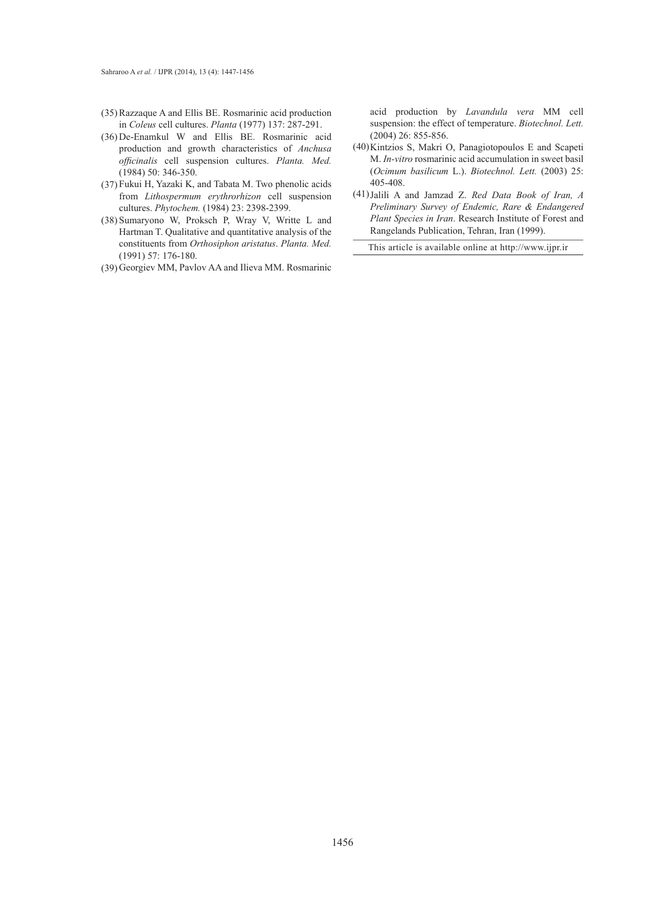(35) Razzaque A and Ellis BE. Rosmarinic acid production in *Coleus* cell cultures. *Planta* (1977) 137: 287-291.

(36) De-Enamkul W and Ellis BE. Rosmarinic acid production and growth characteristics of *Anchusa officinalis* cell suspension cultures. *Planta. Med.* (1984) 50: 346-350.

(37) Fukui H, Yazaki K, and Tabata M. Two phenolic acids from *Lithospermum erythrorhizon* cell suspension cultures. *Phytochem.* (1984) 23: 2398-2399.

(38) Sumaryono W, Proksch P, Wray V, Writte L and Hartman T. Qualitative and quantitative analysis of the constituents from *Orthosiphon aristatus*. *Planta. Med.* (1991) 57: 176-180.

(39) Georgiev MM, Pavlov AA and Ilieva MM. Rosmarinic acid production by *Lavandula vera* MM cell suspension: the effect of temperature. *Biotechnol. Lett.* (2004) 26: 855-856.

(40) Kintzios S, Makri O, Panagiotopoulos E and Scapeti M. *In-vitro* rosmarinic acid accumulation in sweet basil (*Ocimum basilicum* L.). *Biotechnol. Lett.* (2003) 25: 405-408.

(41) Jalili A and Jamzad Z. *Red Data Book of Iran, A Preliminary Survey of Endemic, Rare & Endangered Plant Species in Iran*. Research Institute of Forest and Rangelands Publication, Tehran, Iran (1999).

This article is available online at http://www.ijpr.ir